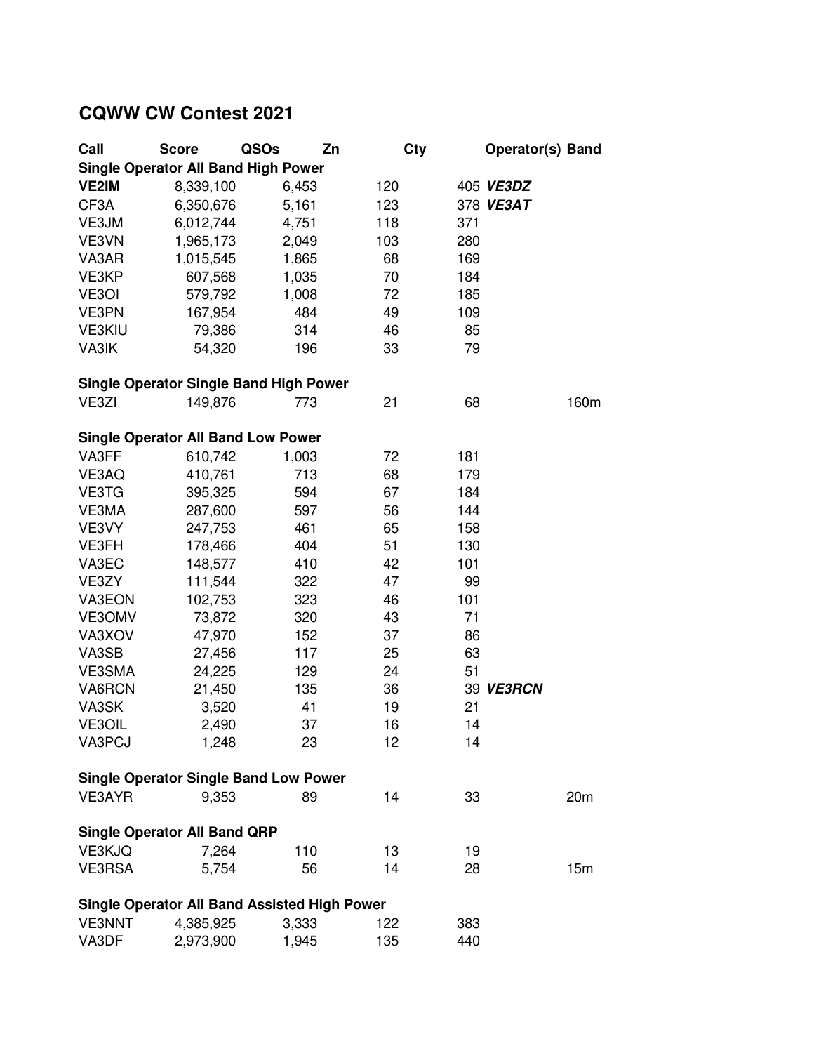# CQWW CW Contest 2021

| Call | Score | QSOs | Zn | Cty | Operator(s) | Band |
|---|---|---|---|---|---|---|
| **Single Operator All Band High Power** | | | | | | |
| **VE2IM** | 8,339,100 | 6,453 | 120 | 405 | ***VE3DZ*** | |
| CF3A | 6,350,676 | 5,161 | 123 | 378 | ***VE3AT*** | |
| VE3JM | 6,012,744 | 4,751 | 118 | 371 | | |
| VE3VN | 1,965,173 | 2,049 | 103 | 280 | | |
| VA3AR | 1,015,545 | 1,865 | 68 | 169 | | |
| VE3KP | 607,568 | 1,035 | 70 | 184 | | |
| VE3OI | 579,792 | 1,008 | 72 | 185 | | |
| VE3PN | 167,954 | 484 | 49 | 109 | | |
| VE3KIU | 79,386 | 314 | 46 | 85 | | |
| VA3IK | 54,320 | 196 | 33 | 79 | | |
| **Single Operator Single Band High Power** | | | | | | |
| VE3ZI | 149,876 | 773 | 21 | 68 | | 160m |
| **Single Operator All Band Low Power** | | | | | | |
| VA3FF | 610,742 | 1,003 | 72 | 181 | | |
| VE3AQ | 410,761 | 713 | 68 | 179 | | |
| VE3TG | 395,325 | 594 | 67 | 184 | | |
| VE3MA | 287,600 | 597 | 56 | 144 | | |
| VE3VY | 247,753 | 461 | 65 | 158 | | |
| VE3FH | 178,466 | 404 | 51 | 130 | | |
| VA3EC | 148,577 | 410 | 42 | 101 | | |
| VE3ZY | 111,544 | 322 | 47 | 99 | | |
| VA3EON | 102,753 | 323 | 46 | 101 | | |
| VE3OMV | 73,872 | 320 | 43 | 71 | | |
| VA3XOV | 47,970 | 152 | 37 | 86 | | |
| VA3SB | 27,456 | 117 | 25 | 63 | | |
| VE3SMA | 24,225 | 129 | 24 | 51 | | |
| VA6RCN | 21,450 | 135 | 36 | 39 | ***VE3RCN*** | |
| VA3SK | 3,520 | 41 | 19 | 21 | | |
| VE3OIL | 2,490 | 37 | 16 | 14 | | |
| VA3PCJ | 1,248 | 23 | 12 | 14 | | |
| **Single Operator Single Band Low Power** | | | | | | |
| VE3AYR | 9,353 | 89 | 14 | 33 | | 20m |
| **Single Operator All Band QRP** | | | | | | |
| VE3KJQ | 7,264 | 110 | 13 | 19 | | |
| VE3RSA | 5,754 | 56 | 14 | 28 | | 15m |
| **Single Operator All Band Assisted High Power** | | | | | | |
| VE3NNT | 4,385,925 | 3,333 | 122 | 383 | | |
| VA3DF | 2,973,900 | 1,945 | 135 | 440 | | |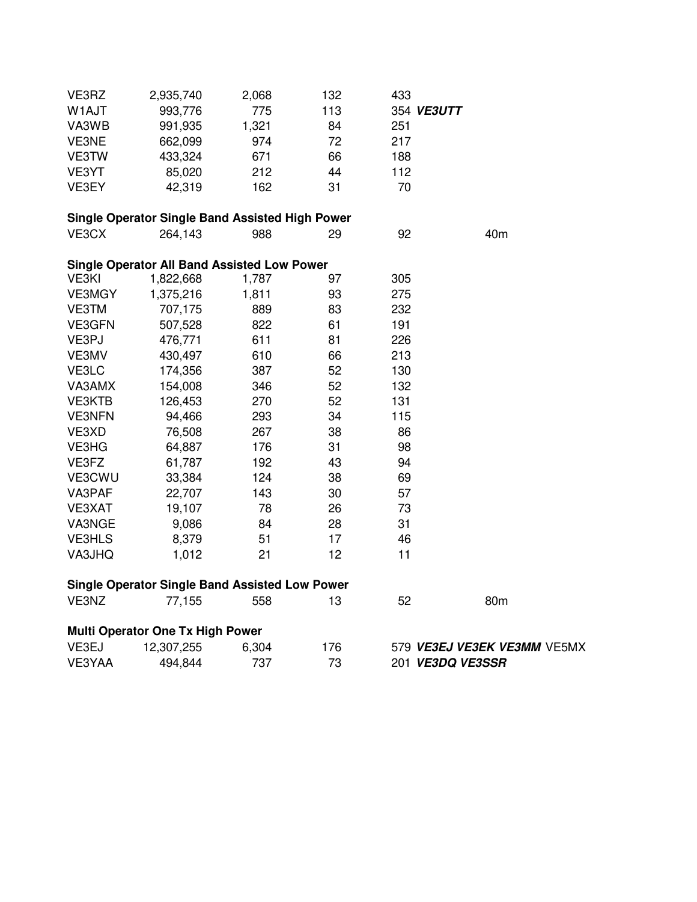| | | | | | |
|---|---|---|---|---|---|
| VE3RZ | 2,935,740 | 2,068 | 132 | 433 | |
| W1AJT | 993,776 | 775 | 113 | 354 ***VE3UTT*** | |
| VA3WB | 991,935 | 1,321 | 84 | 251 | |
| VE3NE | 662,099 | 974 | 72 | 217 | |
| VE3TW | 433,324 | 671 | 66 | 188 | |
| VE3YT | 85,020 | 212 | 44 | 112 | |
| VE3EY | 42,319 | 162 | 31 | 70 | |

**Single Operator Single Band Assisted High Power**

| | | | | | |
|---|---|---|---|---|---|
| VE3CX | 264,143 | 988 | 29 | 92 | 40m |

**Single Operator All Band Assisted Low Power**

| | | | | |
|---|---|---|---|---|
| VE3KI | 1,822,668 | 1,787 | 97 | 305 |
| VE3MGY | 1,375,216 | 1,811 | 93 | 275 |
| VE3TM | 707,175 | 889 | 83 | 232 |
| VE3GFN | 507,528 | 822 | 61 | 191 |
| VE3PJ | 476,771 | 611 | 81 | 226 |
| VE3MV | 430,497 | 610 | 66 | 213 |
| VE3LC | 174,356 | 387 | 52 | 130 |
| VA3AMX | 154,008 | 346 | 52 | 132 |
| VE3KTB | 126,453 | 270 | 52 | 131 |
| VE3NFN | 94,466 | 293 | 34 | 115 |
| VE3XD | 76,508 | 267 | 38 | 86 |
| VE3HG | 64,887 | 176 | 31 | 98 |
| VE3FZ | 61,787 | 192 | 43 | 94 |
| VE3CWU | 33,384 | 124 | 38 | 69 |
| VA3PAF | 22,707 | 143 | 30 | 57 |
| VE3XAT | 19,107 | 78 | 26 | 73 |
| VA3NGE | 9,086 | 84 | 28 | 31 |
| VE3HLS | 8,379 | 51 | 17 | 46 |
| VA3JHQ | 1,012 | 21 | 12 | 11 |

**Single Operator Single Band Assisted Low Power**

| | | | | | |
|---|---|---|---|---|---|
| VE3NZ | 77,155 | 558 | 13 | 52 | 80m |

**Multi Operator One Tx High Power**

| | | | | |
|---|---|---|---|---|
| VE3EJ | 12,307,255 | 6,304 | 176 | 579 ***VE3EJ VE3EK VE3MM*** VE5MX |
| VE3YAA | 494,844 | 737 | 73 | 201 ***VE3DQ VE3SSR*** |